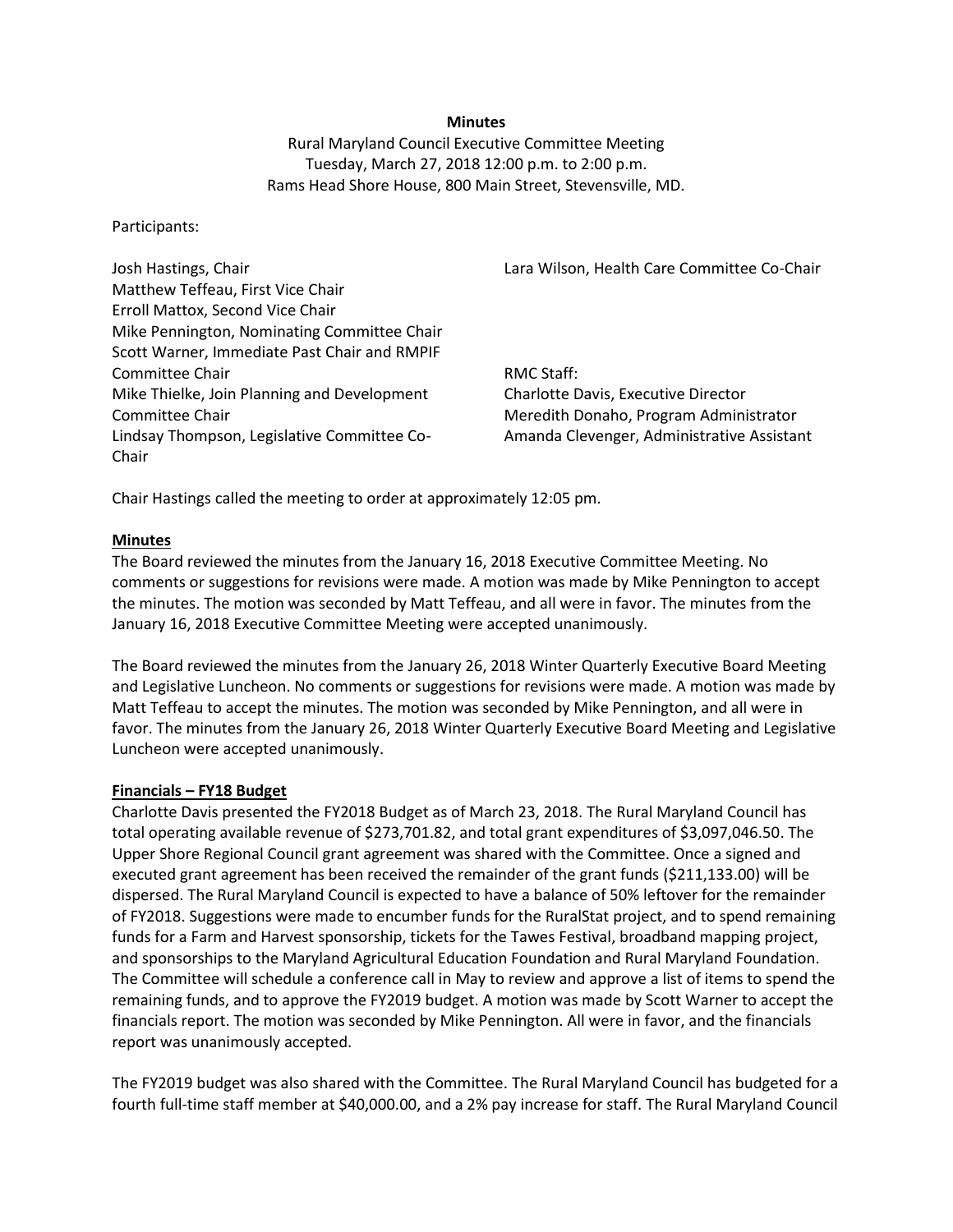**Minutes**

Rural Maryland Council Executive Committee Meeting
Tuesday, March 27, 2018 12:00 p.m. to 2:00 p.m.
Rams Head Shore House, 800 Main Street, Stevensville, MD.

Participants:

Josh Hastings, Chair
Matthew Teffeau, First Vice Chair
Erroll Mattox, Second Vice Chair
Mike Pennington, Nominating Committee Chair
Scott Warner, Immediate Past Chair and RMPIF Committee Chair
Mike Thielke, Join Planning and Development Committee Chair
Lindsay Thompson, Legislative Committee Co-Chair
Lara Wilson, Health Care Committee Co-Chair

RMC Staff:
Charlotte Davis, Executive Director
Meredith Donaho, Program Administrator
Amanda Clevenger, Administrative Assistant

Chair Hastings called the meeting to order at approximately 12:05 pm.

**Minutes**

The Board reviewed the minutes from the January 16, 2018 Executive Committee Meeting. No comments or suggestions for revisions were made. A motion was made by Mike Pennington to accept the minutes. The motion was seconded by Matt Teffeau, and all were in favor. The minutes from the January 16, 2018 Executive Committee Meeting were accepted unanimously.

The Board reviewed the minutes from the January 26, 2018 Winter Quarterly Executive Board Meeting and Legislative Luncheon. No comments or suggestions for revisions were made. A motion was made by Matt Teffeau to accept the minutes. The motion was seconded by Mike Pennington, and all were in favor. The minutes from the January 26, 2018 Winter Quarterly Executive Board Meeting and Legislative Luncheon were accepted unanimously.

**Financials – FY18 Budget**

Charlotte Davis presented the FY2018 Budget as of March 23, 2018. The Rural Maryland Council has total operating available revenue of $273,701.82, and total grant expenditures of $3,097,046.50. The Upper Shore Regional Council grant agreement was shared with the Committee. Once a signed and executed grant agreement has been received the remainder of the grant funds ($211,133.00) will be dispersed. The Rural Maryland Council is expected to have a balance of 50% leftover for the remainder of FY2018. Suggestions were made to encumber funds for the RuralStat project, and to spend remaining funds for a Farm and Harvest sponsorship, tickets for the Tawes Festival, broadband mapping project, and sponsorships to the Maryland Agricultural Education Foundation and Rural Maryland Foundation. The Committee will schedule a conference call in May to review and approve a list of items to spend the remaining funds, and to approve the FY2019 budget. A motion was made by Scott Warner to accept the financials report. The motion was seconded by Mike Pennington. All were in favor, and the financials report was unanimously accepted.

The FY2019 budget was also shared with the Committee. The Rural Maryland Council has budgeted for a fourth full-time staff member at $40,000.00, and a 2% pay increase for staff. The Rural Maryland Council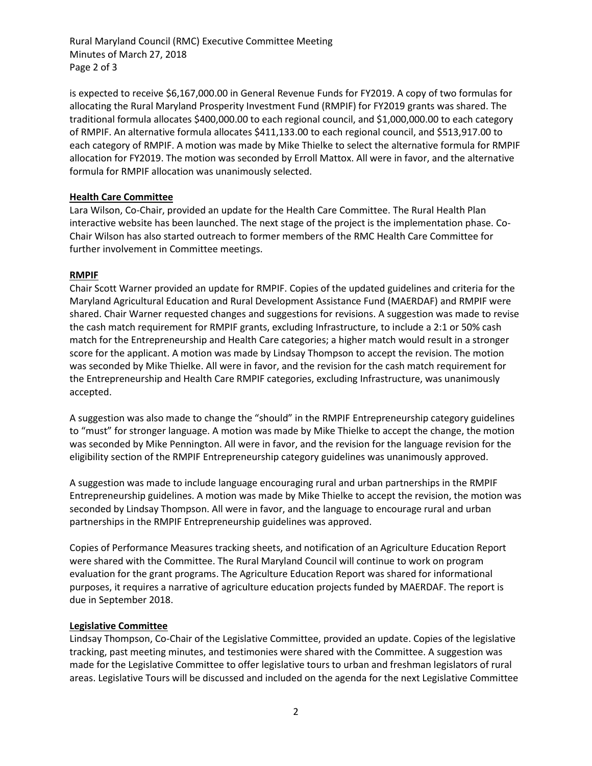is expected to receive $6,167,000.00 in General Revenue Funds for FY2019. A copy of two formulas for allocating the Rural Maryland Prosperity Investment Fund (RMPIF) for FY2019 grants was shared. The traditional formula allocates $400,000.00 to each regional council, and $1,000,000.00 to each category of RMPIF. An alternative formula allocates $411,133.00 to each regional council, and $513,917.00 to each category of RMPIF. A motion was made by Mike Thielke to select the alternative formula for RMPIF allocation for FY2019. The motion was seconded by Erroll Mattox. All were in favor, and the alternative formula for RMPIF allocation was unanimously selected.

**Health Care Committee**

Lara Wilson, Co-Chair, provided an update for the Health Care Committee. The Rural Health Plan interactive website has been launched. The next stage of the project is the implementation phase. Co-Chair Wilson has also started outreach to former members of the RMC Health Care Committee for further involvement in Committee meetings.

**RMPIF**

Chair Scott Warner provided an update for RMPIF. Copies of the updated guidelines and criteria for the Maryland Agricultural Education and Rural Development Assistance Fund (MAERDAF) and RMPIF were shared. Chair Warner requested changes and suggestions for revisions. A suggestion was made to revise the cash match requirement for RMPIF grants, excluding Infrastructure, to include a 2:1 or 50% cash match for the Entrepreneurship and Health Care categories; a higher match would result in a stronger score for the applicant. A motion was made by Lindsay Thompson to accept the revision. The motion was seconded by Mike Thielke. All were in favor, and the revision for the cash match requirement for the Entrepreneurship and Health Care RMPIF categories, excluding Infrastructure, was unanimously accepted.

A suggestion was also made to change the "should" in the RMPIF Entrepreneurship category guidelines to "must" for stronger language. A motion was made by Mike Thielke to accept the change, the motion was seconded by Mike Pennington. All were in favor, and the revision for the language revision for the eligibility section of the RMPIF Entrepreneurship category guidelines was unanimously approved.

A suggestion was made to include language encouraging rural and urban partnerships in the RMPIF Entrepreneurship guidelines. A motion was made by Mike Thielke to accept the revision, the motion was seconded by Lindsay Thompson. All were in favor, and the language to encourage rural and urban partnerships in the RMPIF Entrepreneurship guidelines was approved.

Copies of Performance Measures tracking sheets, and notification of an Agriculture Education Report were shared with the Committee. The Rural Maryland Council will continue to work on program evaluation for the grant programs. The Agriculture Education Report was shared for informational purposes, it requires a narrative of agriculture education projects funded by MAERDAF. The report is due in September 2018.

**Legislative Committee**

Lindsay Thompson, Co-Chair of the Legislative Committee, provided an update. Copies of the legislative tracking, past meeting minutes, and testimonies were shared with the Committee. A suggestion was made for the Legislative Committee to offer legislative tours to urban and freshman legislators of rural areas. Legislative Tours will be discussed and included on the agenda for the next Legislative Committee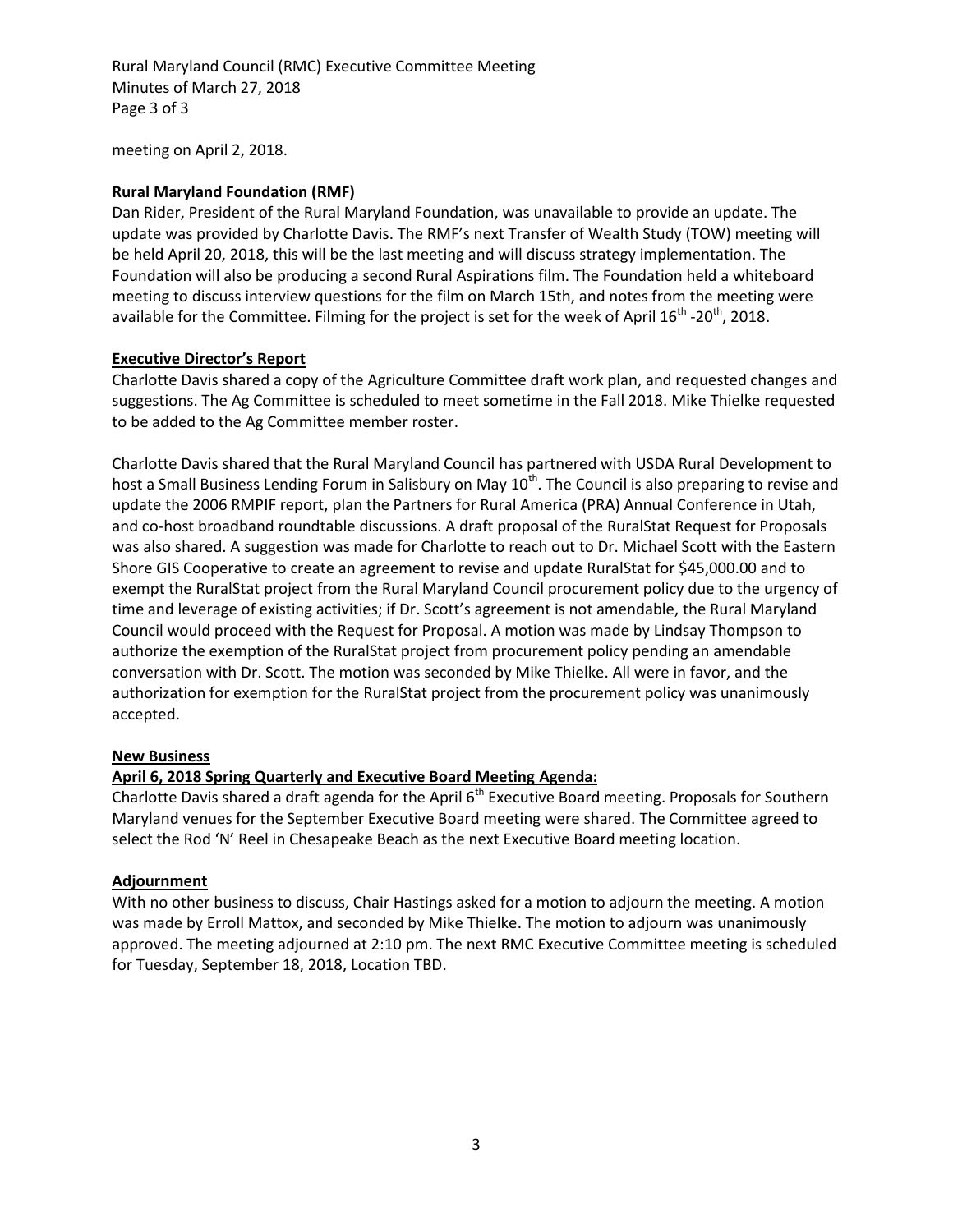meeting on April 2, 2018.

**Rural Maryland Foundation (RMF)**

Dan Rider, President of the Rural Maryland Foundation, was unavailable to provide an update. The update was provided by Charlotte Davis. The RMF's next Transfer of Wealth Study (TOW) meeting will be held April 20, 2018, this will be the last meeting and will discuss strategy implementation. The Foundation will also be producing a second Rural Aspirations film. The Foundation held a whiteboard meeting to discuss interview questions for the film on March 15th, and notes from the meeting were available for the Committee. Filming for the project is set for the week of April 16th -20th, 2018.

**Executive Director's Report**

Charlotte Davis shared a copy of the Agriculture Committee draft work plan, and requested changes and suggestions. The Ag Committee is scheduled to meet sometime in the Fall 2018. Mike Thielke requested to be added to the Ag Committee member roster.

Charlotte Davis shared that the Rural Maryland Council has partnered with USDA Rural Development to host a Small Business Lending Forum in Salisbury on May 10th. The Council is also preparing to revise and update the 2006 RMPIF report, plan the Partners for Rural America (PRA) Annual Conference in Utah, and co-host broadband roundtable discussions. A draft proposal of the RuralStat Request for Proposals was also shared. A suggestion was made for Charlotte to reach out to Dr. Michael Scott with the Eastern Shore GIS Cooperative to create an agreement to revise and update RuralStat for $45,000.00 and to exempt the RuralStat project from the Rural Maryland Council procurement policy due to the urgency of time and leverage of existing activities; if Dr. Scott's agreement is not amendable, the Rural Maryland Council would proceed with the Request for Proposal. A motion was made by Lindsay Thompson to authorize the exemption of the RuralStat project from procurement policy pending an amendable conversation with Dr. Scott. The motion was seconded by Mike Thielke. All were in favor, and the authorization for exemption for the RuralStat project from the procurement policy was unanimously accepted.

**New Business**

**April 6, 2018 Spring Quarterly and Executive Board Meeting Agenda:**

Charlotte Davis shared a draft agenda for the April 6th Executive Board meeting. Proposals for Southern Maryland venues for the September Executive Board meeting were shared. The Committee agreed to select the Rod 'N' Reel in Chesapeake Beach as the next Executive Board meeting location.

**Adjournment**

With no other business to discuss, Chair Hastings asked for a motion to adjourn the meeting. A motion was made by Erroll Mattox, and seconded by Mike Thielke. The motion to adjourn was unanimously approved. The meeting adjourned at 2:10 pm. The next RMC Executive Committee meeting is scheduled for Tuesday, September 18, 2018, Location TBD.